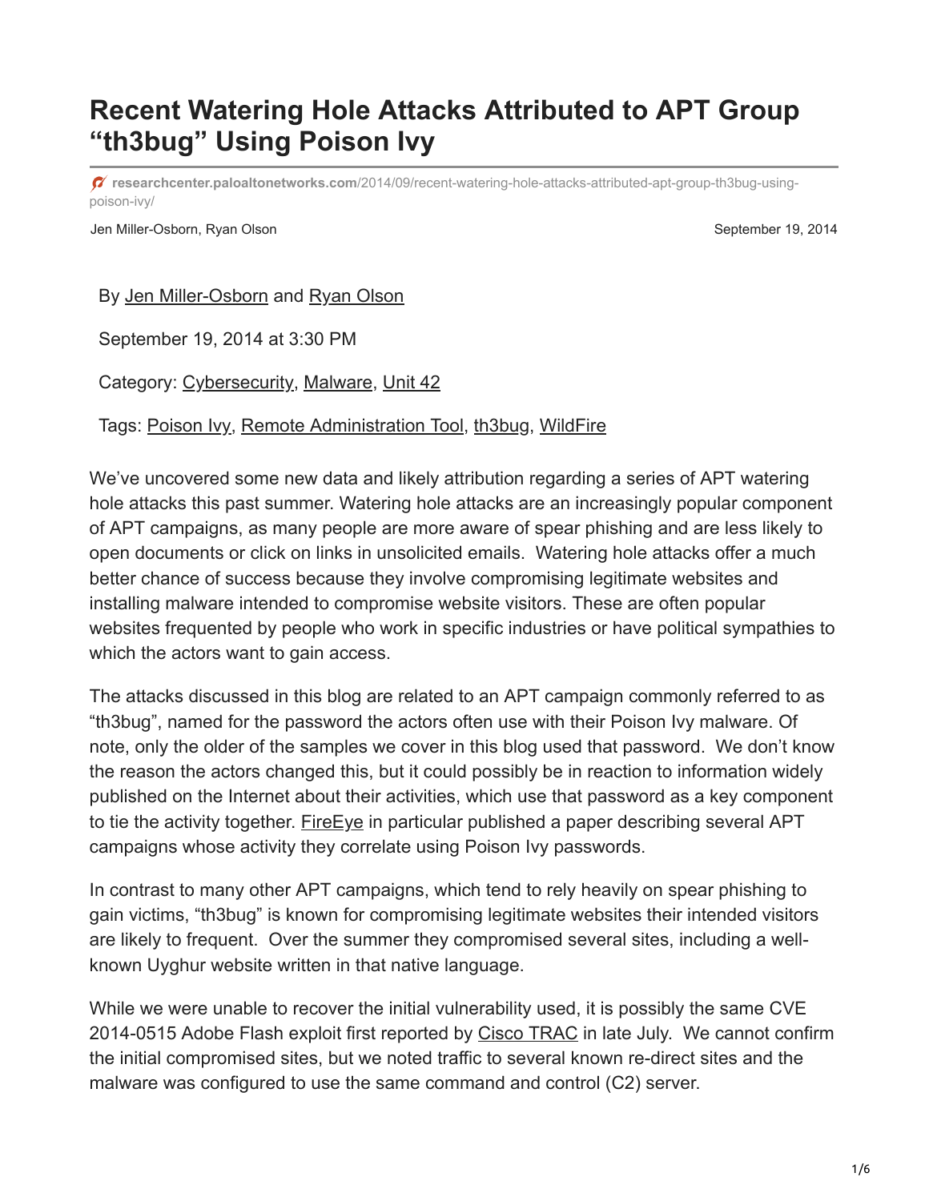# Recent Watering Hole Attacks Attributed to APT Group "th3bug" Using Poison Ivy

researchcenter.paloaltonetworks.com/2014/09/recent-watering-hole-attacks-attributed-apt-group-th3bug-using-poison-ivy/

Jen Miller-Osborn, Ryan Olson — September 19, 2014

By Jen Miller-Osborn and Ryan Olson

September 19, 2014 at 3:30 PM

Category: Cybersecurity, Malware, Unit 42

Tags: Poison Ivy, Remote Administration Tool, th3bug, WildFire

We've uncovered some new data and likely attribution regarding a series of APT watering hole attacks this past summer. Watering hole attacks are an increasingly popular component of APT campaigns, as many people are more aware of spear phishing and are less likely to open documents or click on links in unsolicited emails. Watering hole attacks offer a much better chance of success because they involve compromising legitimate websites and installing malware intended to compromise website visitors. These are often popular websites frequented by people who work in specific industries or have political sympathies to which the actors want to gain access.

The attacks discussed in this blog are related to an APT campaign commonly referred to as "th3bug", named for the password the actors often use with their Poison Ivy malware. Of note, only the older of the samples we cover in this blog used that password. We don't know the reason the actors changed this, but it could possibly be in reaction to information widely published on the Internet about their activities, which use that password as a key component to tie the activity together. FireEye in particular published a paper describing several APT campaigns whose activity they correlate using Poison Ivy passwords.

In contrast to many other APT campaigns, which tend to rely heavily on spear phishing to gain victims, "th3bug" is known for compromising legitimate websites their intended visitors are likely to frequent. Over the summer they compromised several sites, including a well-known Uyghur website written in that native language.

While we were unable to recover the initial vulnerability used, it is possibly the same CVE 2014-0515 Adobe Flash exploit first reported by Cisco TRAC in late July. We cannot confirm the initial compromised sites, but we noted traffic to several known re-direct sites and the malware was configured to use the same command and control (C2) server.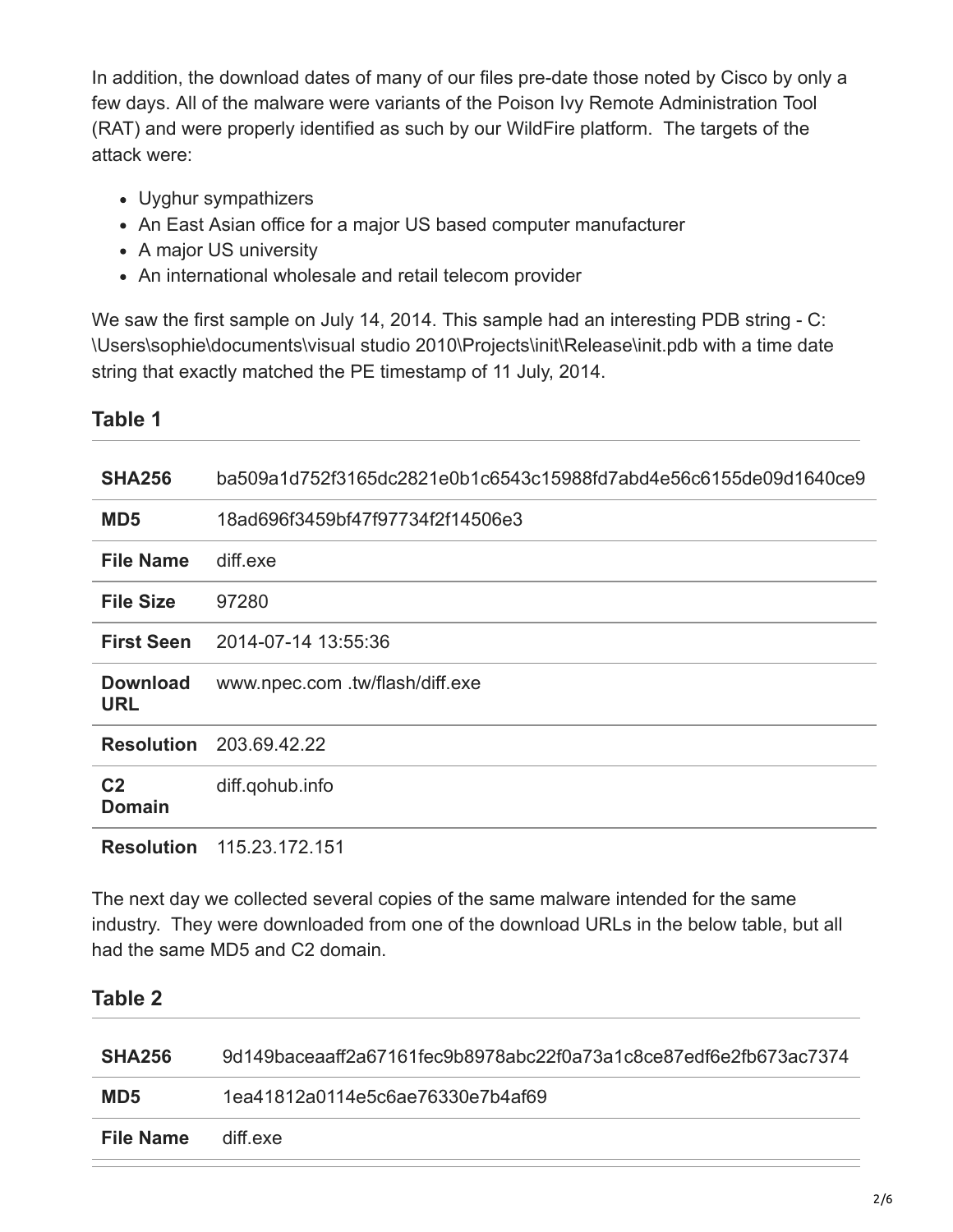In addition, the download dates of many of our files pre-date those noted by Cisco by only a few days. All of the malware were variants of the Poison Ivy Remote Administration Tool (RAT) and were properly identified as such by our WildFire platform.  The targets of the attack were:

- Uyghur sympathizers
- An East Asian office for a major US based computer manufacturer
- A major US university
- An international wholesale and retail telecom provider

We saw the first sample on July 14, 2014. This sample had an interesting PDB string - C:\Users\sophie\documents\visual studio 2010\Projects\init\Release\init.pdb with a time date string that exactly matched the PE timestamp of 11 July, 2014.

### Table 1

| | |
|---|---|
| **SHA256** | ba509a1d752f3165dc2821e0b1c6543c15988fd7abd4e56c6155de09d1640ce9 |
| **MD5** | 18ad696f3459bf47f97734f2f14506e3 |
| **File Name** | diff.exe |
| **File Size** | 97280 |
| **First Seen** | 2014-07-14 13:55:36 |
| **Download URL** | www.npec.com .tw/flash/diff.exe |
| **Resolution** | 203.69.42.22 |
| **C2 Domain** | diff.qohub.info |
| **Resolution** | 115.23.172.151 |

The next day we collected several copies of the same malware intended for the same industry.  They were downloaded from one of the download URLs in the below table, but all had the same MD5 and C2 domain.

### Table 2

| | |
|---|---|
| **SHA256** | 9d149baceaaff2a67161fec9b8978abc22f0a73a1c8ce87edf6e2fb673ac7374 |
| **MD5** | 1ea41812a0114e5c6ae76330e7b4af69 |
| **File Name** | diff.exe |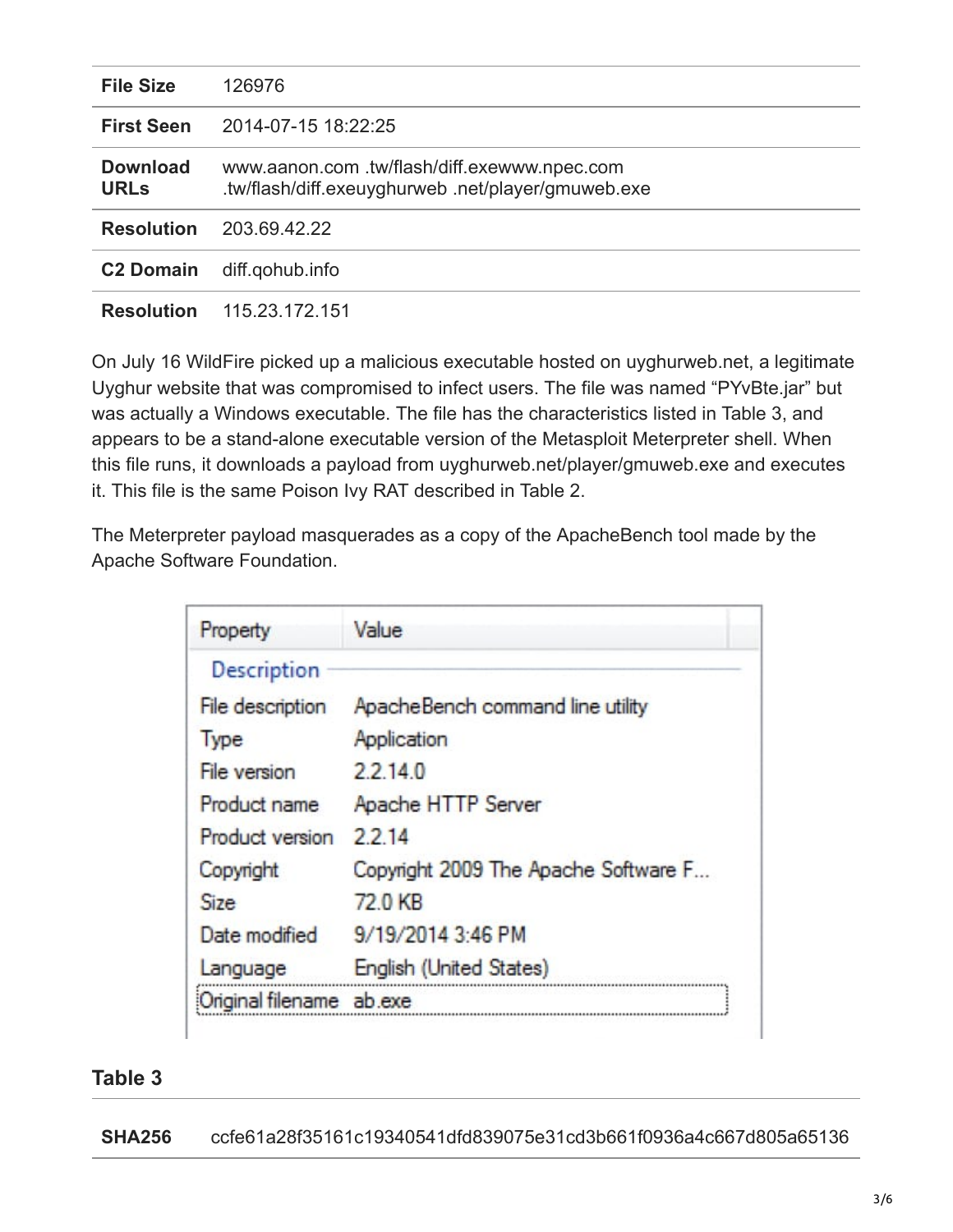| | |
|---|---|
| **File Size** | 126976 |
| **First Seen** | 2014-07-15 18:22:25 |
| **Download URLs** | www.aanon.com .tw/flash/diff.exewww.npec.com .tw/flash/diff.exeuyghurweb .net/player/gmuweb.exe |
| **Resolution** | 203.69.42.22 |
| **C2 Domain** | diff.qohub.info |
| **Resolution** | 115.23.172.151 |

On July 16 WildFire picked up a malicious executable hosted on uyghurweb.net, a legitimate Uyghur website that was compromised to infect users. The file was named "PYvBte.jar" but was actually a Windows executable. The file has the characteristics listed in Table 3, and appears to be a stand-alone executable version of the Metasploit Meterpreter shell. When this file runs, it downloads a payload from uyghurweb.net/player/gmuweb.exe and executes it. This file is the same Poison Ivy RAT described in Table 2.

The Meterpreter payload masquerades as a copy of the ApacheBench tool made by the Apache Software Foundation.

| Property | Value |
|---|---|
| **Description** | |
| File description | ApacheBench command line utility |
| Type | Application |
| File version | 2.2.14.0 |
| Product name | Apache HTTP Server |
| Product version | 2.2.14 |
| Copyright | Copyright 2009 The Apache Software F... |
| Size | 72.0 KB |
| Date modified | 9/19/2014 3:46 PM |
| Language | English (United States) |
| Original filename | ab.exe |

## Table 3

| | |
|---|---|
| **SHA256** | ccfe61a28f35161c19340541dfd839075e31cd3b661f0936a4c667d805a65136 |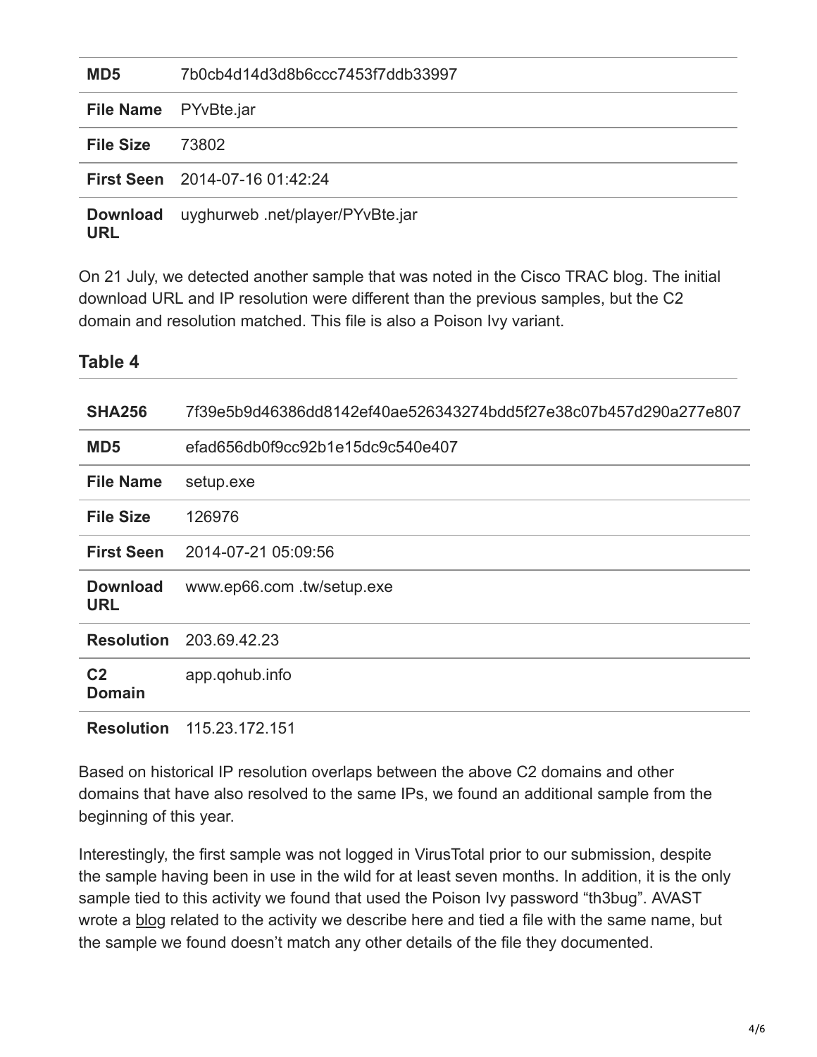| | |
|---|---|
| **MD5** | 7b0cb4d14d3d8b6ccc7453f7ddb33997 |
| **File Name** | PYvBte.jar |
| **File Size** | 73802 |
| **First Seen** | 2014-07-16 01:42:24 |
| **Download URL** | uyghurweb .net/player/PYvBte.jar |

On 21 July, we detected another sample that was noted in the Cisco TRAC blog. The initial download URL and IP resolution were different than the previous samples, but the C2 domain and resolution matched. This file is also a Poison Ivy variant.

### Table 4

| | |
|---|---|
| **SHA256** | 7f39e5b9d46386dd8142ef40ae526343274bdd5f27e38c07b457d290a277e807 |
| **MD5** | efad656db0f9cc92b1e15dc9c540e407 |
| **File Name** | setup.exe |
| **File Size** | 126976 |
| **First Seen** | 2014-07-21 05:09:56 |
| **Download URL** | www.ep66.com .tw/setup.exe |
| **Resolution** | 203.69.42.23 |
| **C2 Domain** | app.qohub.info |
| **Resolution** | 115.23.172.151 |

Based on historical IP resolution overlaps between the above C2 domains and other domains that have also resolved to the same IPs, we found an additional sample from the beginning of this year.

Interestingly, the first sample was not logged in VirusTotal prior to our submission, despite the sample having been in use in the wild for at least seven months. In addition, it is the only sample tied to this activity we found that used the Poison Ivy password "th3bug". AVAST wrote a blog related to the activity we describe here and tied a file with the same name, but the sample we found doesn't match any other details of the file they documented.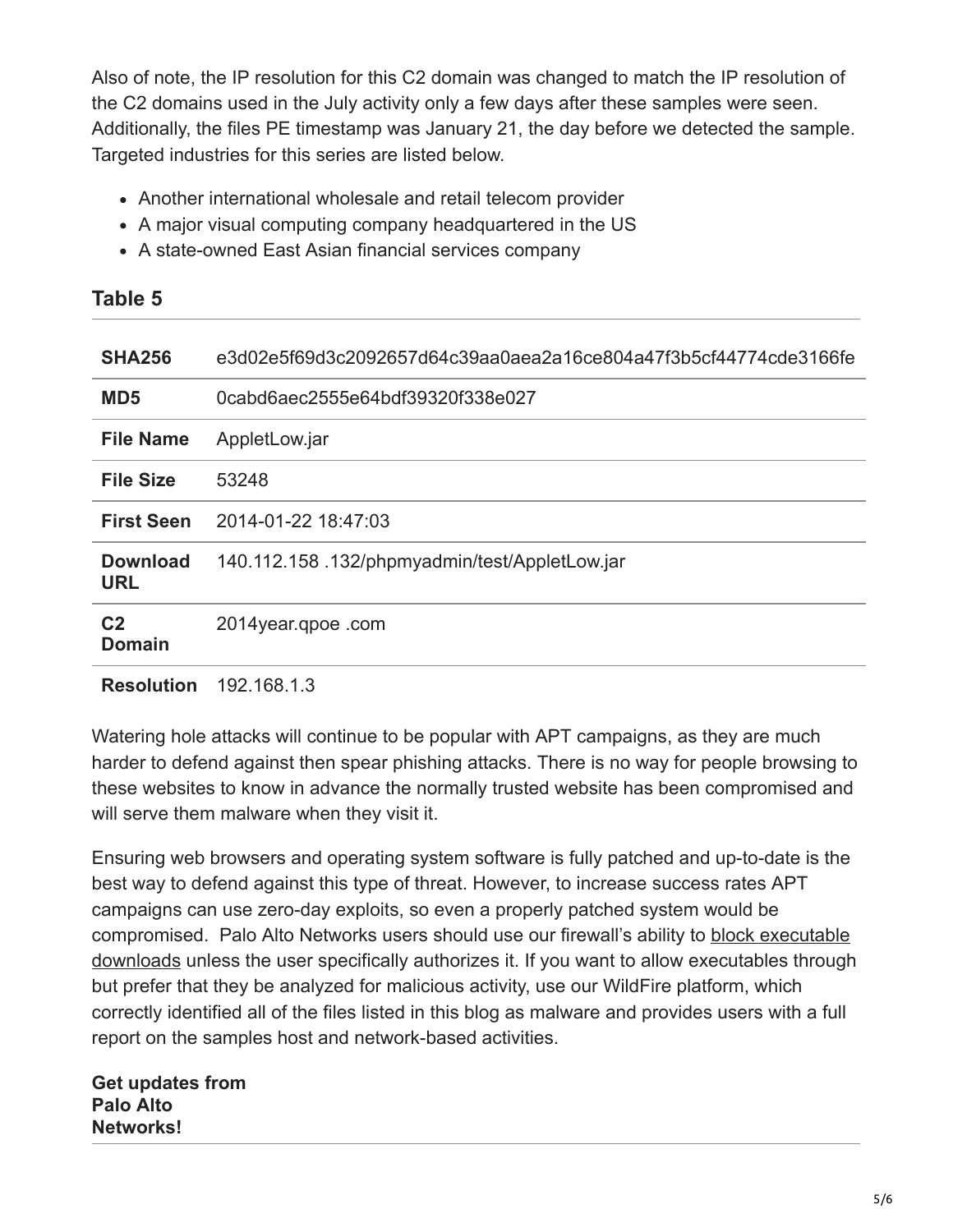Also of note, the IP resolution for this C2 domain was changed to match the IP resolution of the C2 domains used in the July activity only a few days after these samples were seen. Additionally, the files PE timestamp was January 21, the day before we detected the sample. Targeted industries for this series are listed below.

- Another international wholesale and retail telecom provider
- A major visual computing company headquartered in the US
- A state-owned East Asian financial services company

## Table 5

| | |
|---|---|
| **SHA256** | e3d02e5f69d3c2092657d64c39aa0aea2a16ce804a47f3b5cf44774cde3166fe |
| **MD5** | 0cabd6aec2555e64bdf39320f338e027 |
| **File Name** | AppletLow.jar |
| **File Size** | 53248 |
| **First Seen** | 2014-01-22 18:47:03 |
| **Download URL** | 140.112.158 .132/phpmyadmin/test/AppletLow.jar |
| **C2 Domain** | 2014year.qpoe .com |
| **Resolution** | 192.168.1.3 |

Watering hole attacks will continue to be popular with APT campaigns, as they are much harder to defend against then spear phishing attacks. There is no way for people browsing to these websites to know in advance the normally trusted website has been compromised and will serve them malware when they visit it.

Ensuring web browsers and operating system software is fully patched and up-to-date is the best way to defend against this type of threat. However, to increase success rates APT campaigns can use zero-day exploits, so even a properly patched system would be compromised. Palo Alto Networks users should use our firewall's ability to block executable downloads unless the user specifically authorizes it. If you want to allow executables through but prefer that they be analyzed for malicious activity, use our WildFire platform, which correctly identified all of the files listed in this blog as malware and provides users with a full report on the samples host and network-based activities.

**Get updates from Palo Alto Networks!**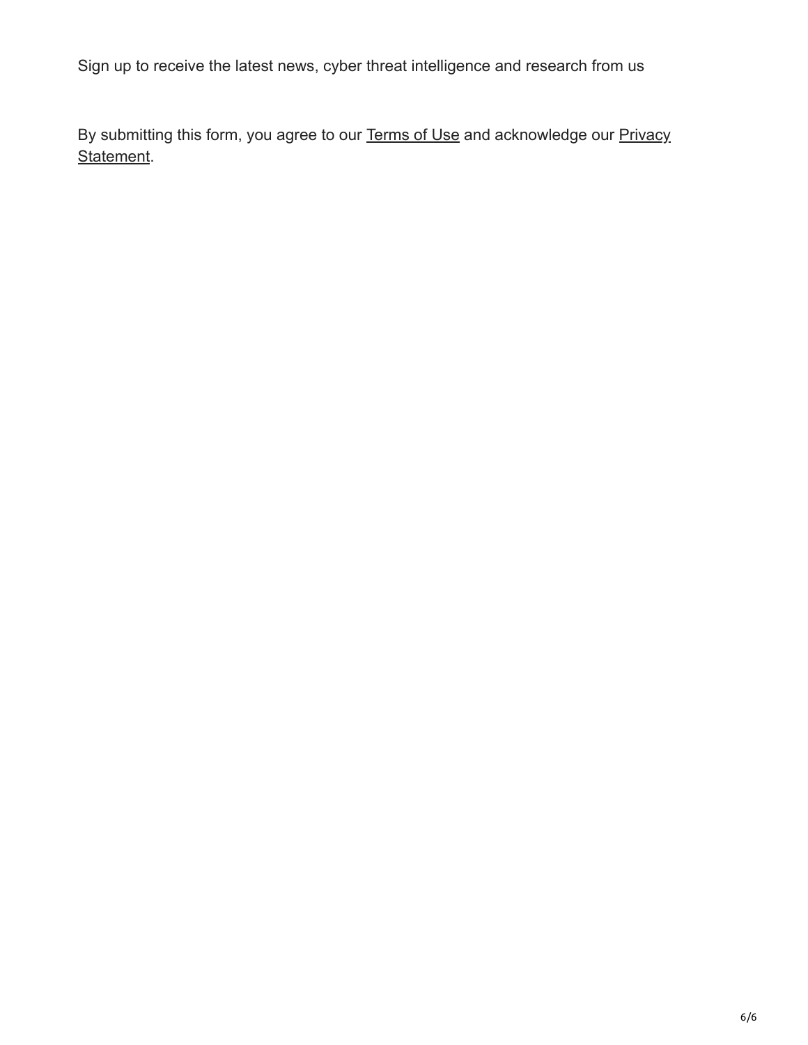Sign up to receive the latest news, cyber threat intelligence and research from us

By submitting this form, you agree to our Terms of Use and acknowledge our Privacy Statement.